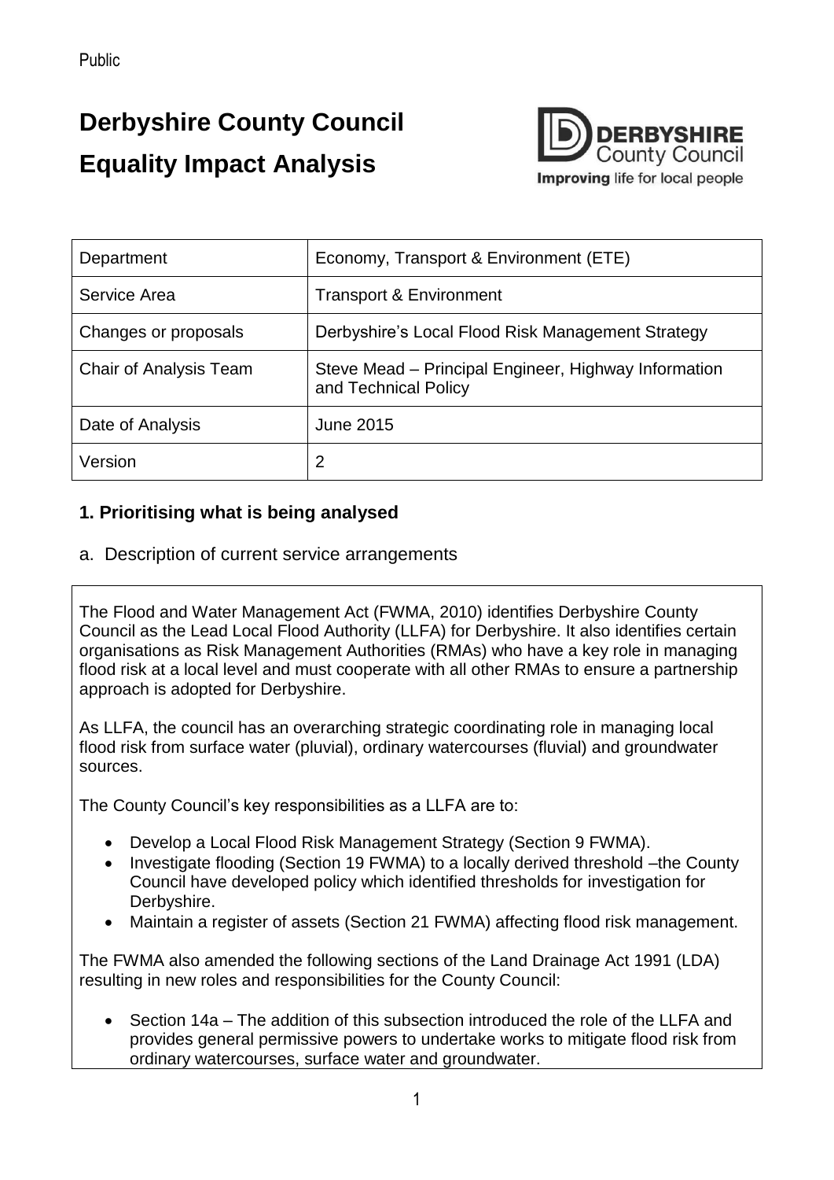Public

# Derbyshire County Council

# Equality Impact Analysis

| Department | Economy, Transport & Environment (ETE) |
|---|---|
| Service Area | Transport & Environment |
| Changes or proposals | Derbyshire's Local Flood Risk Management Strategy |
| Chair of Analysis Team | Steve Mead – Principal Engineer, Highway Information and Technical Policy |
| Date of Analysis | June 2015 |
| Version | 2 |

## 1. Prioritising what is being analysed

a. Description of current service arrangements

The Flood and Water Management Act (FWMA, 2010) identifies Derbyshire County Council as the Lead Local Flood Authority (LLFA) for Derbyshire. It also identifies certain organisations as Risk Management Authorities (RMAs) who have a key role in managing flood risk at a local level and must cooperate with all other RMAs to ensure a partnership approach is adopted for Derbyshire.

As LLFA, the council has an overarching strategic coordinating role in managing local flood risk from surface water (pluvial), ordinary watercourses (fluvial) and groundwater sources.

The County Council's key responsibilities as a LLFA are to:

- Develop a Local Flood Risk Management Strategy (Section 9 FWMA).
- Investigate flooding (Section 19 FWMA) to a locally derived threshold –the County Council have developed policy which identified thresholds for investigation for Derbyshire.
- Maintain a register of assets (Section 21 FWMA) affecting flood risk management.

The FWMA also amended the following sections of the Land Drainage Act 1991 (LDA) resulting in new roles and responsibilities for the County Council:

- Section 14a – The addition of this subsection introduced the role of the LLFA and provides general permissive powers to undertake works to mitigate flood risk from ordinary watercourses, surface water and groundwater.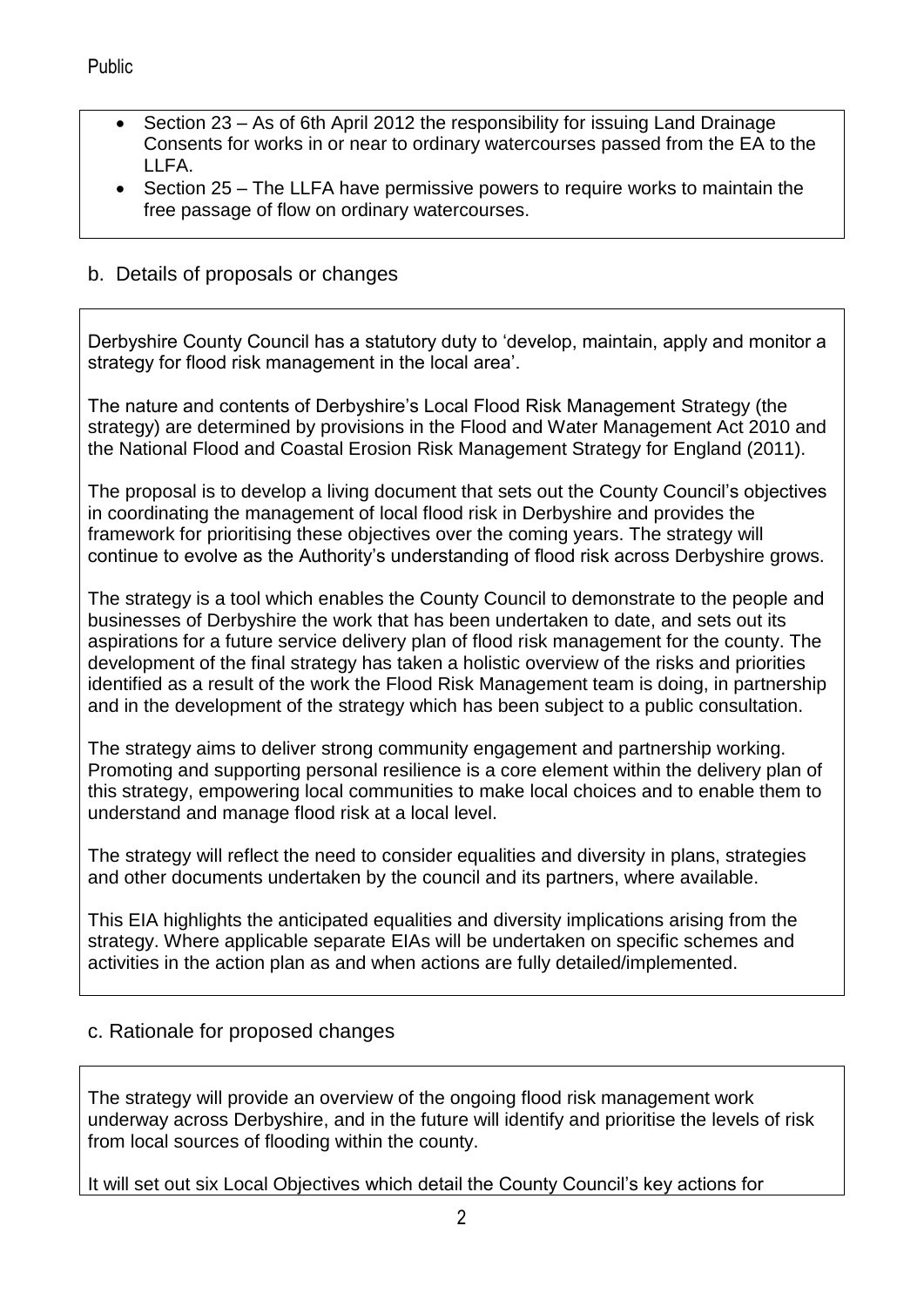- Section 23 – As of 6th April 2012 the responsibility for issuing Land Drainage Consents for works in or near to ordinary watercourses passed from the EA to the LLFA.
- Section 25 – The LLFA have permissive powers to require works to maintain the free passage of flow on ordinary watercourses.

## b. Details of proposals or changes

Derbyshire County Council has a statutory duty to 'develop, maintain, apply and monitor a strategy for flood risk management in the local area'.

The nature and contents of Derbyshire's Local Flood Risk Management Strategy (the strategy) are determined by provisions in the Flood and Water Management Act 2010 and the National Flood and Coastal Erosion Risk Management Strategy for England (2011).

The proposal is to develop a living document that sets out the County Council's objectives in coordinating the management of local flood risk in Derbyshire and provides the framework for prioritising these objectives over the coming years. The strategy will continue to evolve as the Authority's understanding of flood risk across Derbyshire grows.

The strategy is a tool which enables the County Council to demonstrate to the people and businesses of Derbyshire the work that has been undertaken to date, and sets out its aspirations for a future service delivery plan of flood risk management for the county. The development of the final strategy has taken a holistic overview of the risks and priorities identified as a result of the work the Flood Risk Management team is doing, in partnership and in the development of the strategy which has been subject to a public consultation.

The strategy aims to deliver strong community engagement and partnership working. Promoting and supporting personal resilience is a core element within the delivery plan of this strategy, empowering local communities to make local choices and to enable them to understand and manage flood risk at a local level.

The strategy will reflect the need to consider equalities and diversity in plans, strategies and other documents undertaken by the council and its partners, where available.

This EIA highlights the anticipated equalities and diversity implications arising from the strategy. Where applicable separate EIAs will be undertaken on specific schemes and activities in the action plan as and when actions are fully detailed/implemented.

## c. Rationale for proposed changes

The strategy will provide an overview of the ongoing flood risk management work underway across Derbyshire, and in the future will identify and prioritise the levels of risk from local sources of flooding within the county.

It will set out six Local Objectives which detail the County Council's key actions for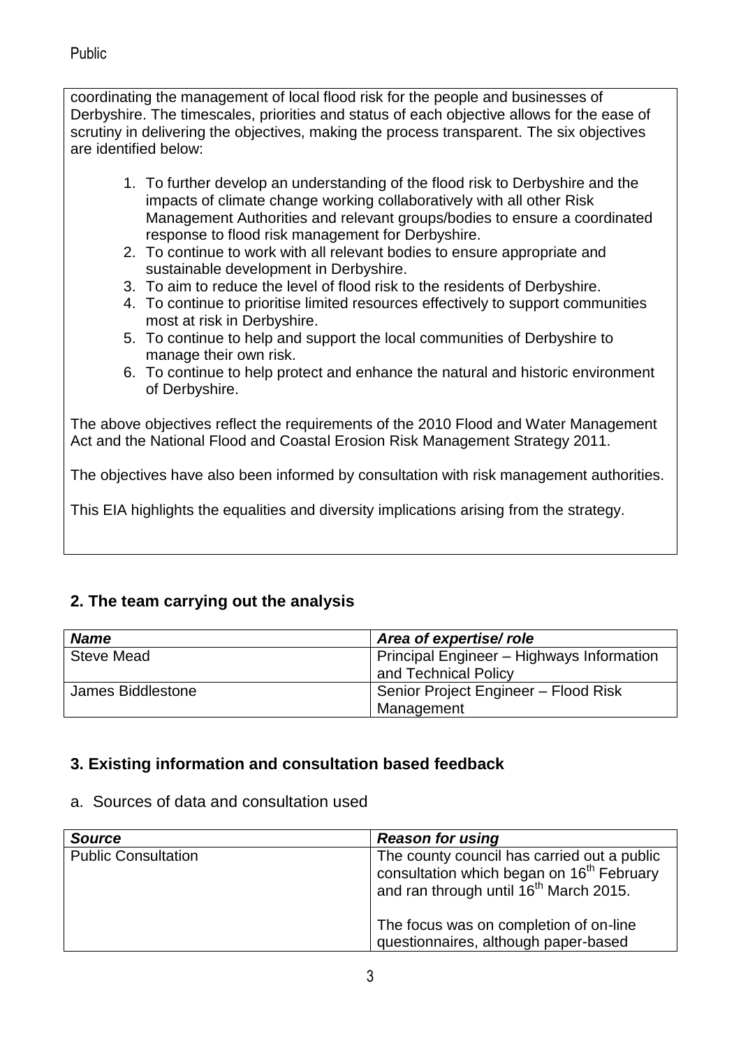coordinating the management of local flood risk for the people and businesses of Derbyshire. The timescales, priorities and status of each objective allows for the ease of scrutiny in delivering the objectives, making the process transparent. The six objectives are identified below:

1. To further develop an understanding of the flood risk to Derbyshire and the impacts of climate change working collaboratively with all other Risk Management Authorities and relevant groups/bodies to ensure a coordinated response to flood risk management for Derbyshire.
2. To continue to work with all relevant bodies to ensure appropriate and sustainable development in Derbyshire.
3. To aim to reduce the level of flood risk to the residents of Derbyshire.
4. To continue to prioritise limited resources effectively to support communities most at risk in Derbyshire.
5. To continue to help and support the local communities of Derbyshire to manage their own risk.
6. To continue to help protect and enhance the natural and historic environment of Derbyshire.

The above objectives reflect the requirements of the 2010 Flood and Water Management Act and the National Flood and Coastal Erosion Risk Management Strategy 2011.

The objectives have also been informed by consultation with risk management authorities.

This EIA highlights the equalities and diversity implications arising from the strategy.

## 2. The team carrying out the analysis

| ***Name*** | ***Area of expertise/ role*** |
|---|---|
| Steve Mead | Principal Engineer – Highways Information and Technical Policy |
| James Biddlestone | Senior Project Engineer – Flood Risk Management |

## 3. Existing information and consultation based feedback

a. Sources of data and consultation used

| ***Source*** | ***Reason for using*** |
|---|---|
| Public Consultation | The county council has carried out a public consultation which began on 16th February and ran through until 16th March 2015.<br><br>The focus was on completion of on-line questionnaires, although paper-based |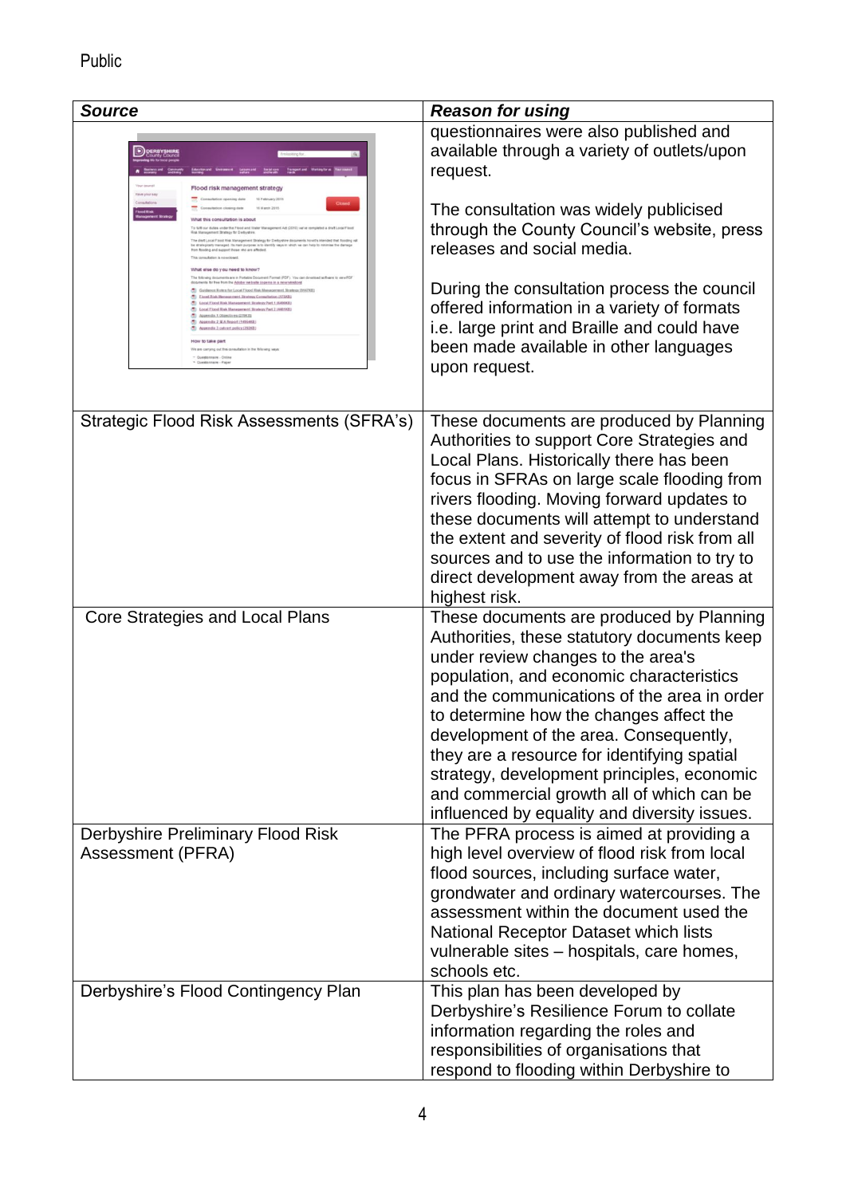| ***Source*** | ***Reason for using*** |
|---|---|
| | questionnaires were also published and available through a variety of outlets/upon request.<br><br>The consultation was widely publicised through the County Council's website, press releases and social media.<br><br>During the consultation process the council offered information in a variety of formats i.e. large print and Braille and could have been made available in other languages upon request. |
| Strategic Flood Risk Assessments (SFRA's) | These documents are produced by Planning Authorities to support Core Strategies and Local Plans. Historically there has been focus in SFRAs on large scale flooding from rivers flooding. Moving forward updates to these documents will attempt to understand the extent and severity of flood risk from all sources and to use the information to try to direct development away from the areas at highest risk. |
| Core Strategies and Local Plans | These documents are produced by Planning Authorities, these statutory documents keep under review changes to the area's population, and economic characteristics and the communications of the area in order to determine how the changes affect the development of the area. Consequently, they are a resource for identifying spatial strategy, development principles, economic and commercial growth all of which can be influenced by equality and diversity issues. |
| Derbyshire Preliminary Flood Risk Assessment (PFRA) | The PFRA process is aimed at providing a high level overview of flood risk from local flood sources, including surface water, grondwater and ordinary watercourses. The assessment within the document used the National Receptor Dataset which lists vulnerable sites – hospitals, care homes, schools etc. |
| Derbyshire's Flood Contingency Plan | This plan has been developed by Derbyshire's Resilience Forum to collate information regarding the roles and responsibilities of organisations that respond to flooding within Derbyshire to |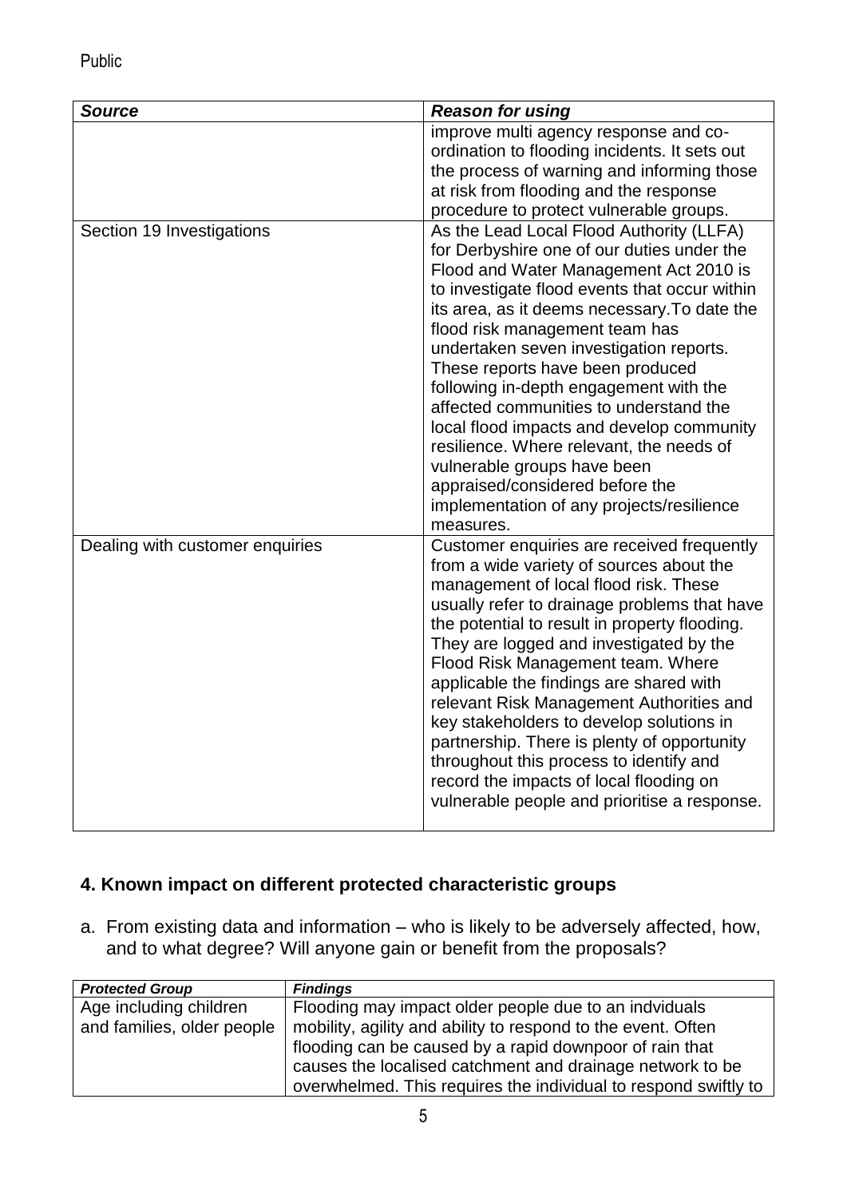| ***Source*** | ***Reason for using*** |
|---|---|
| | improve multi agency response and co-ordination to flooding incidents. It sets out the process of warning and informing those at risk from flooding and the response procedure to protect vulnerable groups. |
| Section 19 Investigations | As the Lead Local Flood Authority (LLFA) for Derbyshire one of our duties under the Flood and Water Management Act 2010 is to investigate flood events that occur within its area, as it deems necessary.To date the flood risk management team has undertaken seven investigation reports. These reports have been produced following in-depth engagement with the affected communities to understand the local flood impacts and develop community resilience. Where relevant, the needs of vulnerable groups have been appraised/considered before the implementation of any projects/resilience measures. |
| Dealing with customer enquiries | Customer enquiries are received frequently from a wide variety of sources about the management of local flood risk. These usually refer to drainage problems that have the potential to result in property flooding. They are logged and investigated by the Flood Risk Management team. Where applicable the findings are shared with relevant Risk Management Authorities and key stakeholders to develop solutions in partnership. There is plenty of opportunity throughout this process to identify and record the impacts of local flooding on vulnerable people and prioritise a response. |

## 4. Known impact on different protected characteristic groups

a. From existing data and information – who is likely to be adversely affected, how, and to what degree? Will anyone gain or benefit from the proposals?

| ***Protected Group*** | ***Findings*** |
|---|---|
| Age including children and families, older people | Flooding may impact older people due to an indviduals mobility, agility and ability to respond to the event. Often flooding can be caused by a rapid downpoor of rain that causes the localised catchment and drainage network to be overwhelmed. This requires the individual to respond swiftly to |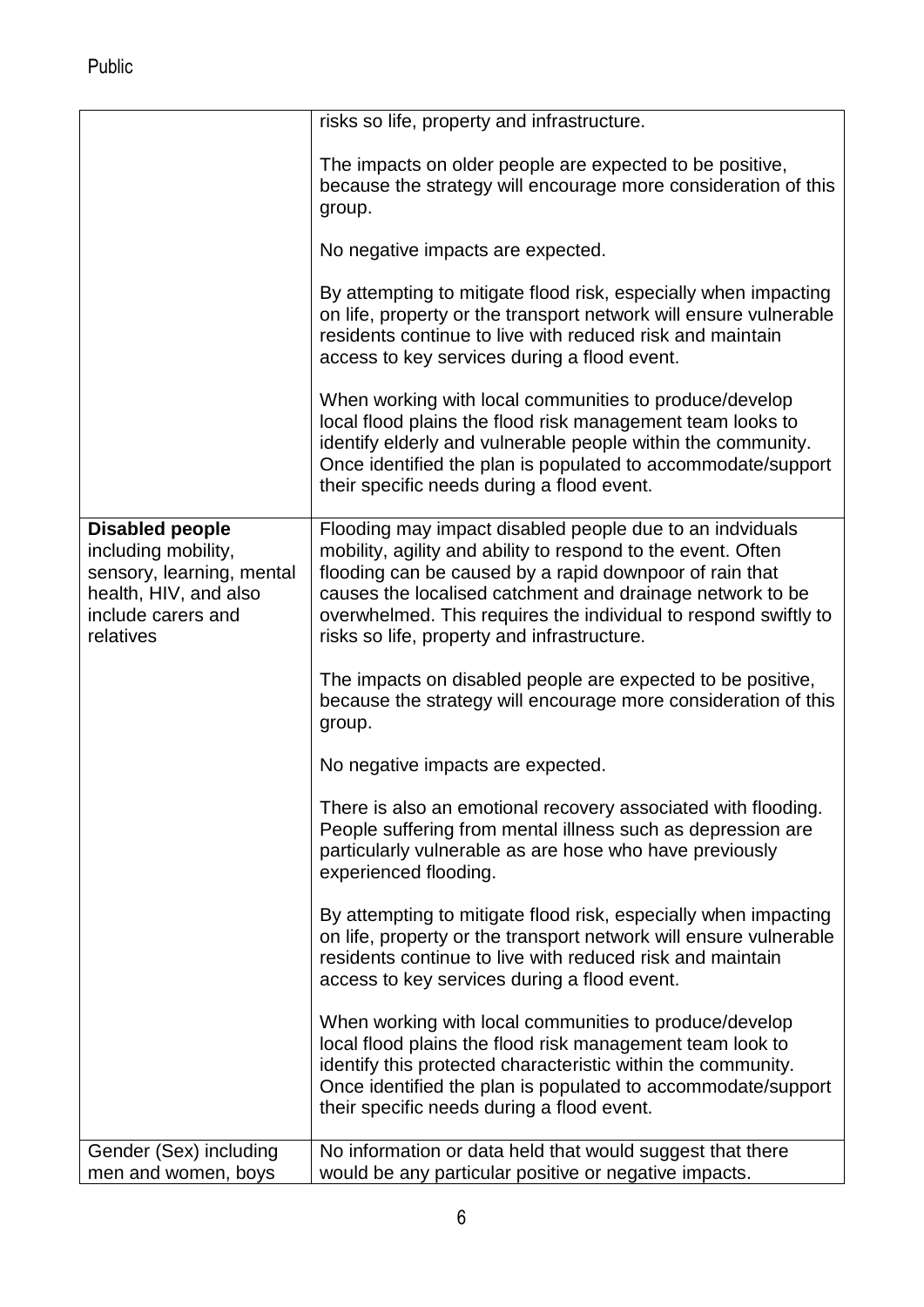| | |
|---|---|
| | risks so life, property and infrastructure.<br><br>The impacts on older people are expected to be positive, because the strategy will encourage more consideration of this group.<br><br>No negative impacts are expected.<br><br>By attempting to mitigate flood risk, especially when impacting on life, property or the transport network will ensure vulnerable residents continue to live with reduced risk and maintain access to key services during a flood event.<br><br>When working with local communities to produce/develop local flood plains the flood risk management team looks to identify elderly and vulnerable people within the community. Once identified the plan is populated to accommodate/support their specific needs during a flood event. |
| **Disabled people** including mobility, sensory, learning, mental health, HIV, and also include carers and relatives | Flooding may impact disabled people due to an indviduals mobility, agility and ability to respond to the event. Often flooding can be caused by a rapid downpoor of rain that causes the localised catchment and drainage network to be overwhelmed. This requires the individual to respond swiftly to risks so life, property and infrastructure.<br><br>The impacts on disabled people are expected to be positive, because the strategy will encourage more consideration of this group.<br><br>No negative impacts are expected.<br><br>There is also an emotional recovery associated with flooding. People suffering from mental illness such as depression are particularly vulnerable as are hose who have previously experienced flooding.<br><br>By attempting to mitigate flood risk, especially when impacting on life, property or the transport network will ensure vulnerable residents continue to live with reduced risk and maintain access to key services during a flood event.<br><br>When working with local communities to produce/develop local flood plains the flood risk management team look to identify this protected characteristic within the community. Once identified the plan is populated to accommodate/support their specific needs during a flood event. |
| Gender (Sex) including men and women, boys | No information or data held that would suggest that there would be any particular positive or negative impacts. |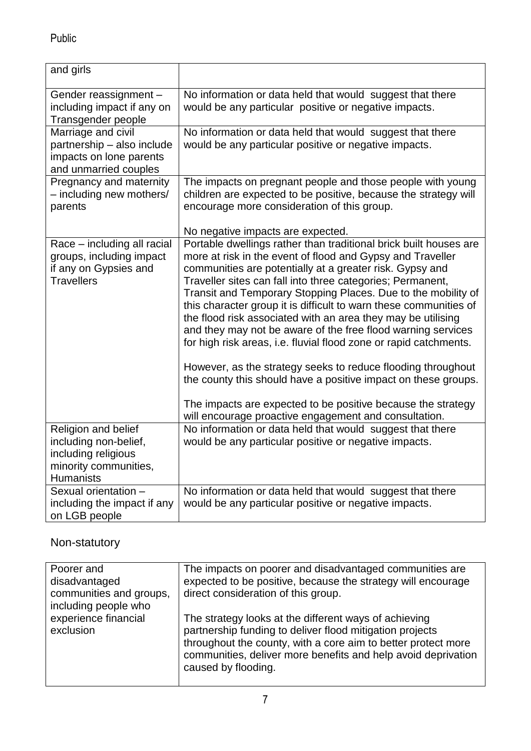| | |
|---|---|
| and girls | |
| Gender reassignment – including impact if any on Transgender people | No information or data held that would suggest that there would be any particular positive or negative impacts. |
| Marriage and civil partnership – also include impacts on lone parents and unmarried couples | No information or data held that would suggest that there would be any particular positive or negative impacts. |
| Pregnancy and maternity – including new mothers/ parents | The impacts on pregnant people and those people with young children are expected to be positive, because the strategy will encourage more consideration of this group.<br><br>No negative impacts are expected. |
| Race – including all racial groups, including impact if any on Gypsies and Travellers | Portable dwellings rather than traditional brick built houses are more at risk in the event of flood and Gypsy and Traveller communities are potentially at a greater risk. Gypsy and Traveller sites can fall into three categories; Permanent, Transit and Temporary Stopping Places. Due to the mobility of this character group it is difficult to warn these communities of the flood risk associated with an area they may be utilising and they may not be aware of the free flood warning services for high risk areas, i.e. fluvial flood zone or rapid catchments.<br><br>However, as the strategy seeks to reduce flooding throughout the county this should have a positive impact on these groups.<br><br>The impacts are expected to be positive because the strategy will encourage proactive engagement and consultation. |
| Religion and belief including non-belief, including religious minority communities, Humanists | No information or data held that would suggest that there would be any particular positive or negative impacts. |
| Sexual orientation – including the impact if any on LGB people | No information or data held that would suggest that there would be any particular positive or negative impacts. |

Non-statutory

| | |
|---|---|
| Poorer and disadvantaged communities and groups, including people who experience financial exclusion | The impacts on poorer and disadvantaged communities are expected to be positive, because the strategy will encourage direct consideration of this group.<br><br>The strategy looks at the different ways of achieving partnership funding to deliver flood mitigation projects throughout the county, with a core aim to better protect more communities, deliver more benefits and help avoid deprivation caused by flooding. |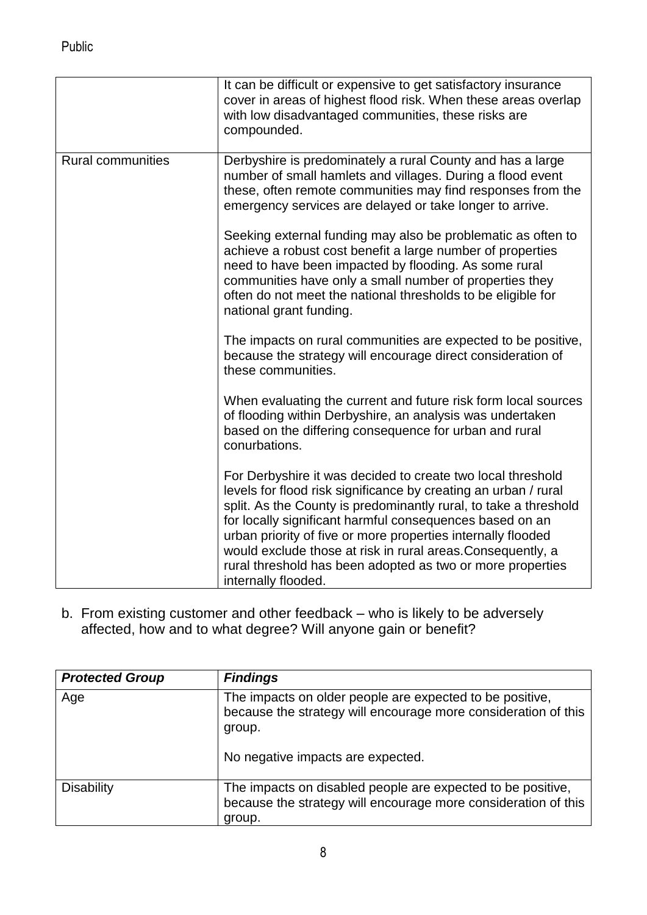|  |  |
| --- | --- |
|  | It can be difficult or expensive to get satisfactory insurance cover in areas of highest flood risk. When these areas overlap with low disadvantaged communities, these risks are compounded. |
| Rural communities | Derbyshire is predominately a rural County and has a large number of small hamlets and villages. During a flood event these, often remote communities may find responses from the emergency services are delayed or take longer to arrive.<br><br>Seeking external funding may also be problematic as often to achieve a robust cost benefit a large number of properties need to have been impacted by flooding. As some rural communities have only a small number of properties they often do not meet the national thresholds to be eligible for national grant funding.<br><br>The impacts on rural communities are expected to be positive, because the strategy will encourage direct consideration of these communities.<br><br>When evaluating the current and future risk form local sources of flooding within Derbyshire, an analysis was undertaken based on the differing consequence for urban and rural conurbations.<br><br>For Derbyshire it was decided to create two local threshold levels for flood risk significance by creating an urban / rural split. As the County is predominantly rural, to take a threshold for locally significant harmful consequences based on an urban priority of five or more properties internally flooded would exclude those at risk in rural areas.Consequently, a rural threshold has been adopted as two or more properties internally flooded. |

b. From existing customer and other feedback – who is likely to be adversely affected, how and to what degree? Will anyone gain or benefit?

| ***Protected Group*** | ***Findings*** |
| --- | --- |
| Age | The impacts on older people are expected to be positive, because the strategy will encourage more consideration of this group.<br><br>No negative impacts are expected. |
| Disability | The impacts on disabled people are expected to be positive, because the strategy will encourage more consideration of this group. |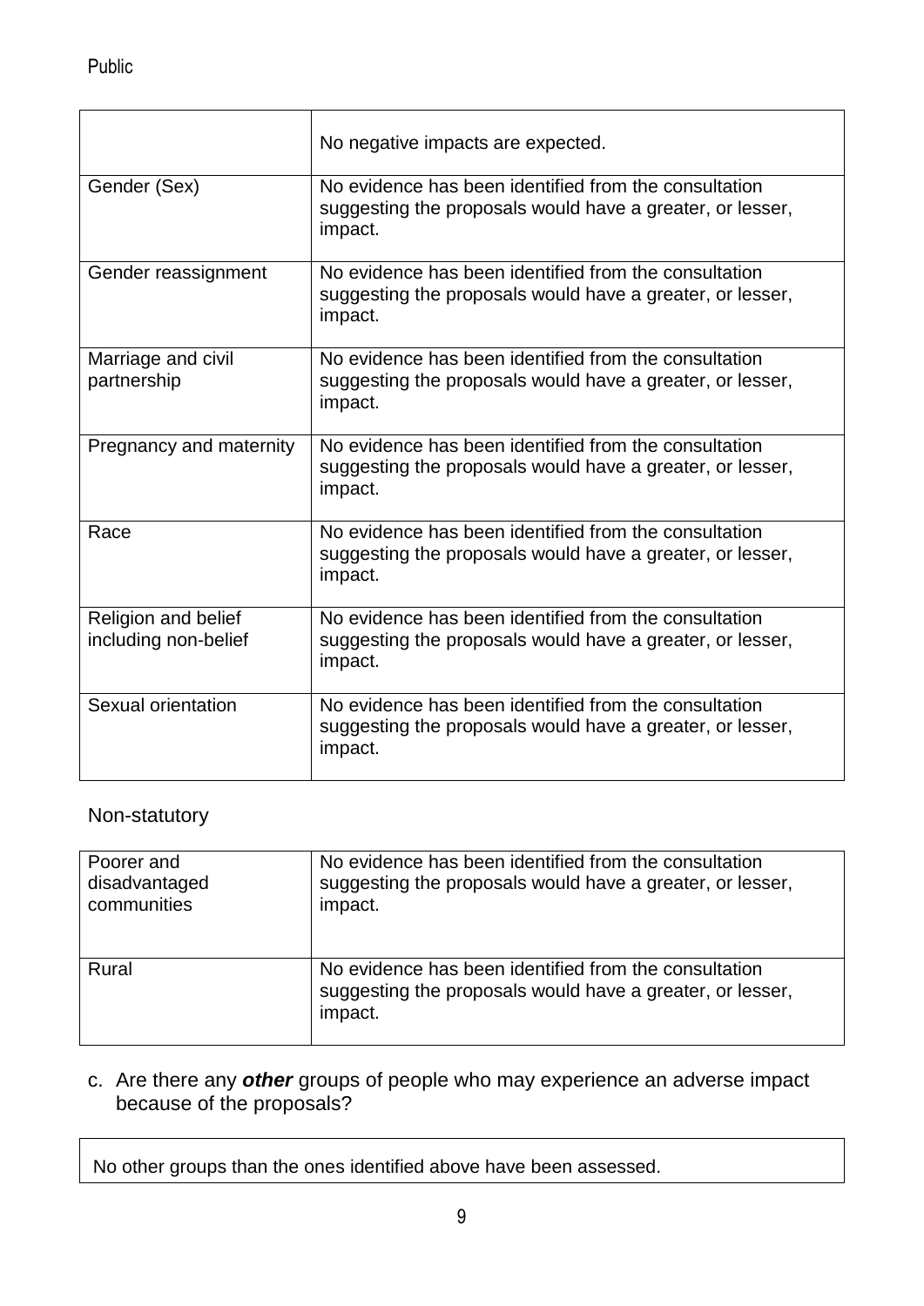| | |
|---|---|
| | No negative impacts are expected. |
| Gender (Sex) | No evidence has been identified from the consultation suggesting the proposals would have a greater, or lesser, impact. |
| Gender reassignment | No evidence has been identified from the consultation suggesting the proposals would have a greater, or lesser, impact. |
| Marriage and civil partnership | No evidence has been identified from the consultation suggesting the proposals would have a greater, or lesser, impact. |
| Pregnancy and maternity | No evidence has been identified from the consultation suggesting the proposals would have a greater, or lesser, impact. |
| Race | No evidence has been identified from the consultation suggesting the proposals would have a greater, or lesser, impact. |
| Religion and belief including non-belief | No evidence has been identified from the consultation suggesting the proposals would have a greater, or lesser, impact. |
| Sexual orientation | No evidence has been identified from the consultation suggesting the proposals would have a greater, or lesser, impact. |

Non-statutory

| | |
|---|---|
| Poorer and disadvantaged communities | No evidence has been identified from the consultation suggesting the proposals would have a greater, or lesser, impact. |
| Rural | No evidence has been identified from the consultation suggesting the proposals would have a greater, or lesser, impact. |

c. Are there any ***other*** groups of people who may experience an adverse impact because of the proposals?

| |
|---|
| No other groups than the ones identified above have been assessed. |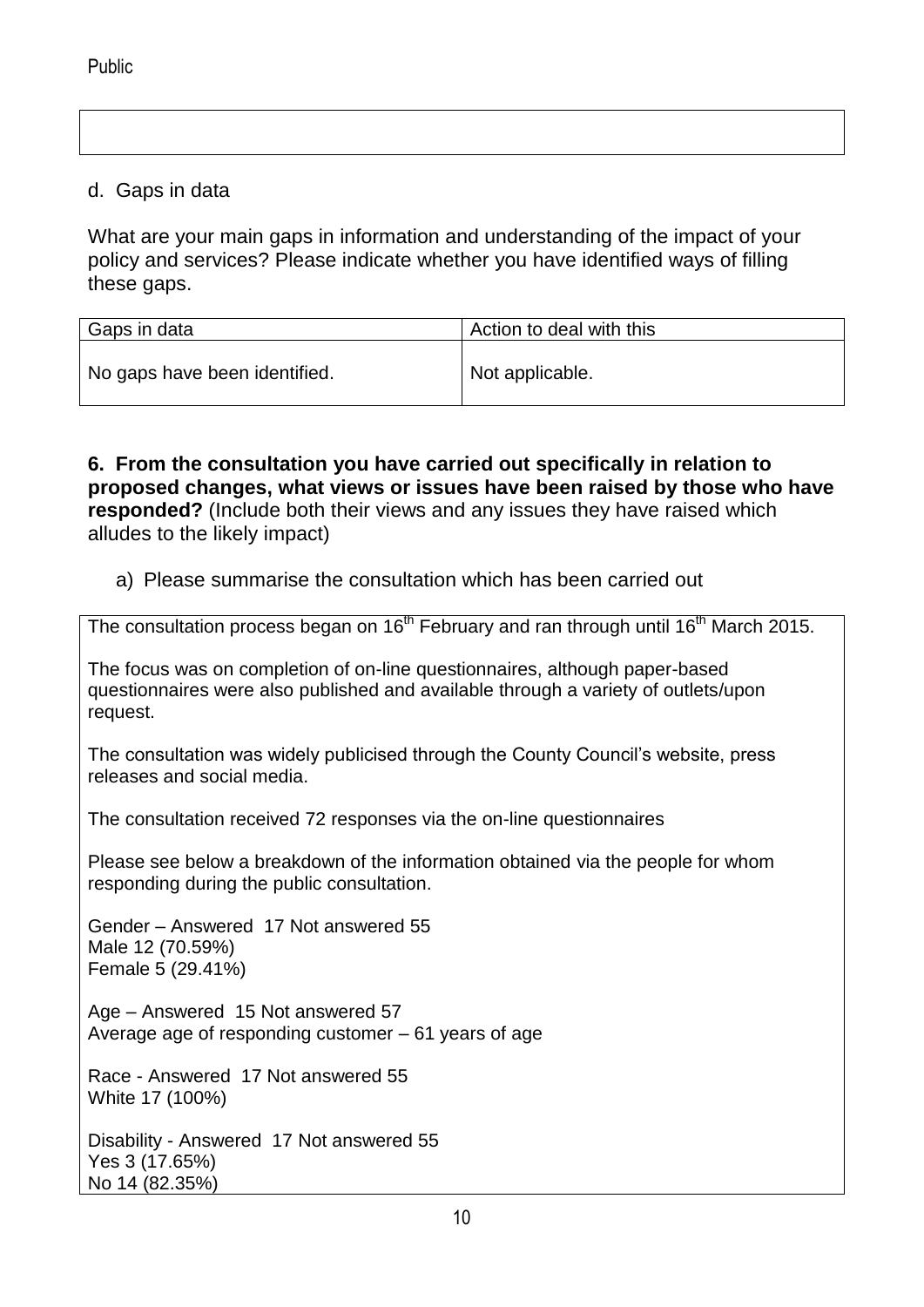d. Gaps in data

What are your main gaps in information and understanding of the impact of your policy and services? Please indicate whether you have identified ways of filling these gaps.

| Gaps in data | Action to deal with this |
| --- | --- |
| No gaps have been identified. | Not applicable. |

**6. From the consultation you have carried out specifically in relation to proposed changes, what views or issues have been raised by those who have responded?** (Include both their views and any issues they have raised which alludes to the likely impact)

a) Please summarise the consultation which has been carried out

The consultation process began on 16th February and ran through until 16th March 2015.

The focus was on completion of on-line questionnaires, although paper-based questionnaires were also published and available through a variety of outlets/upon request.

The consultation was widely publicised through the County Council's website, press releases and social media.

The consultation received 72 responses via the on-line questionnaires

Please see below a breakdown of the information obtained via the people for whom responding during the public consultation.

Gender – Answered 17 Not answered 55
Male 12 (70.59%)
Female 5 (29.41%)

Age – Answered 15 Not answered 57
Average age of responding customer – 61 years of age

Race - Answered 17 Not answered 55
White 17 (100%)

Disability - Answered 17 Not answered 55
Yes 3 (17.65%)
No 14 (82.35%)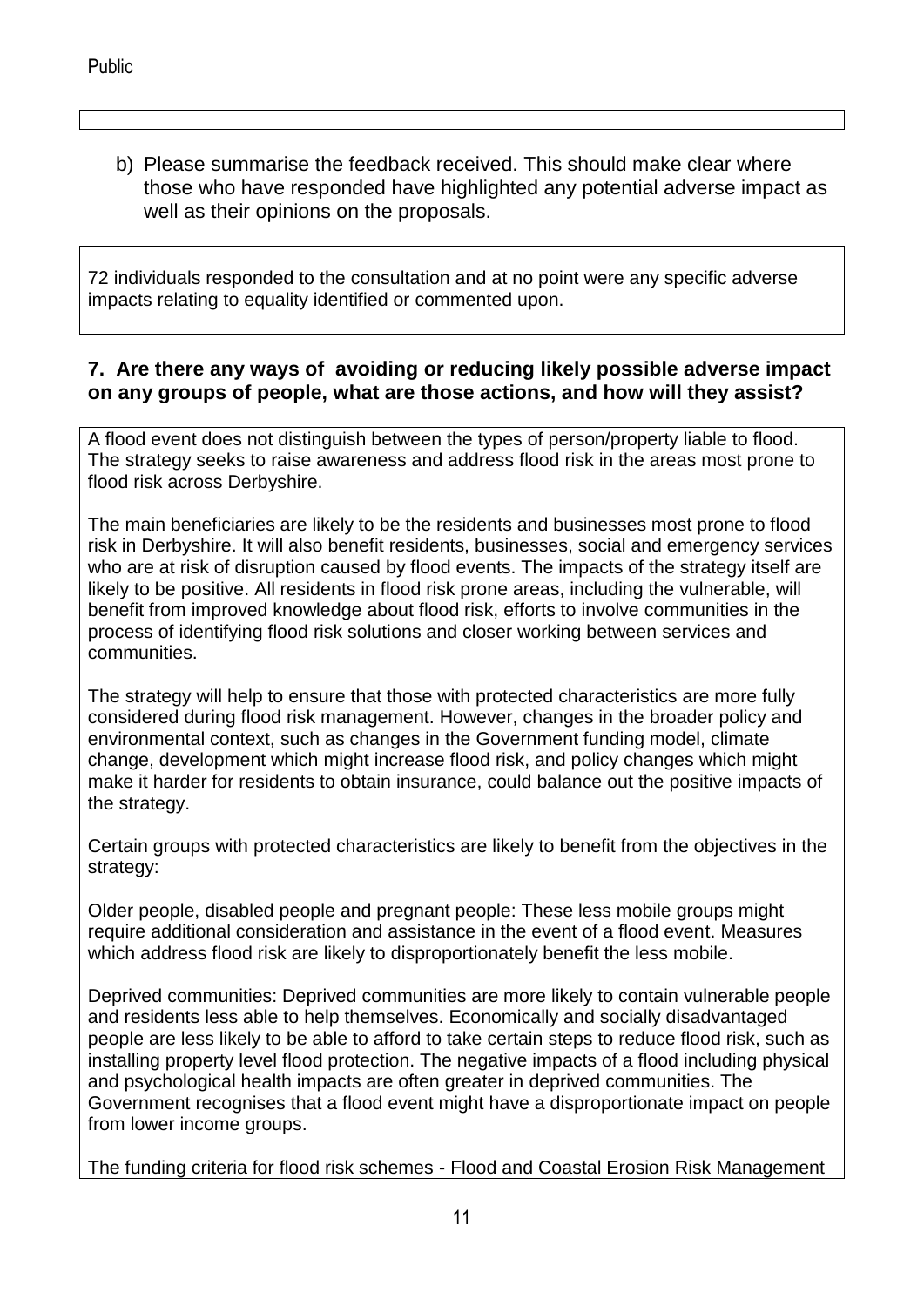b) Please summarise the feedback received. This should make clear where those who have responded have highlighted any potential adverse impact as well as their opinions on the proposals.

72 individuals responded to the consultation and at no point were any specific adverse impacts relating to equality identified or commented upon.

**7. Are there any ways of avoiding or reducing likely possible adverse impact on any groups of people, what are those actions, and how will they assist?**

A flood event does not distinguish between the types of person/property liable to flood. The strategy seeks to raise awareness and address flood risk in the areas most prone to flood risk across Derbyshire.

The main beneficiaries are likely to be the residents and businesses most prone to flood risk in Derbyshire. It will also benefit residents, businesses, social and emergency services who are at risk of disruption caused by flood events. The impacts of the strategy itself are likely to be positive. All residents in flood risk prone areas, including the vulnerable, will benefit from improved knowledge about flood risk, efforts to involve communities in the process of identifying flood risk solutions and closer working between services and communities.

The strategy will help to ensure that those with protected characteristics are more fully considered during flood risk management. However, changes in the broader policy and environmental context, such as changes in the Government funding model, climate change, development which might increase flood risk, and policy changes which might make it harder for residents to obtain insurance, could balance out the positive impacts of the strategy.

Certain groups with protected characteristics are likely to benefit from the objectives in the strategy:

Older people, disabled people and pregnant people: These less mobile groups might require additional consideration and assistance in the event of a flood event. Measures which address flood risk are likely to disproportionately benefit the less mobile.

Deprived communities: Deprived communities are more likely to contain vulnerable people and residents less able to help themselves. Economically and socially disadvantaged people are less likely to be able to afford to take certain steps to reduce flood risk, such as installing property level flood protection. The negative impacts of a flood including physical and psychological health impacts are often greater in deprived communities. The Government recognises that a flood event might have a disproportionate impact on people from lower income groups.

The funding criteria for flood risk schemes - Flood and Coastal Erosion Risk Management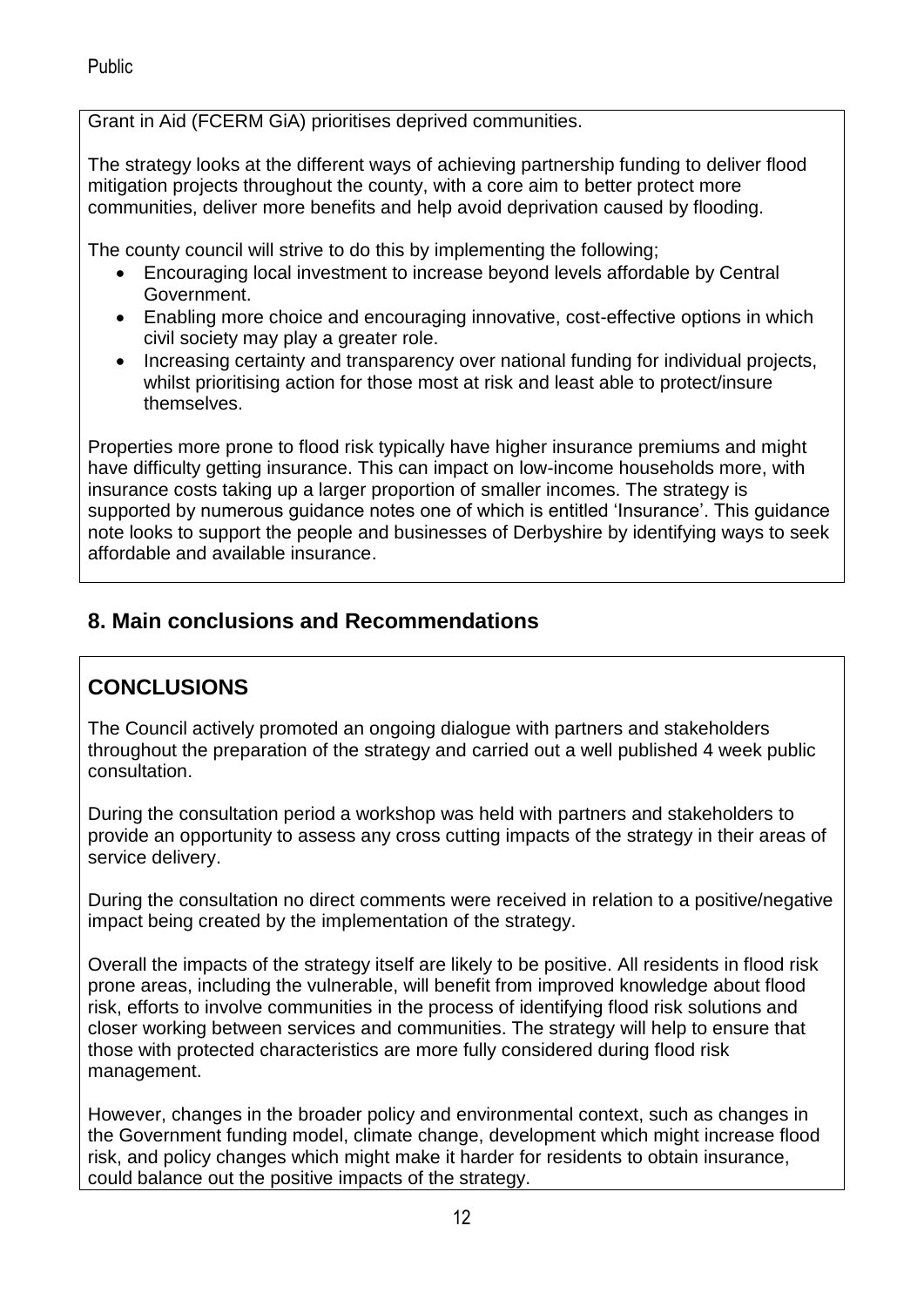Grant in Aid (FCERM GiA) prioritises deprived communities.

The strategy looks at the different ways of achieving partnership funding to deliver flood mitigation projects throughout the county, with a core aim to better protect more communities, deliver more benefits and help avoid deprivation caused by flooding.

The county council will strive to do this by implementing the following;

- Encouraging local investment to increase beyond levels affordable by Central Government.
- Enabling more choice and encouraging innovative, cost-effective options in which civil society may play a greater role.
- Increasing certainty and transparency over national funding for individual projects, whilst prioritising action for those most at risk and least able to protect/insure themselves.

Properties more prone to flood risk typically have higher insurance premiums and might have difficulty getting insurance. This can impact on low-income households more, with insurance costs taking up a larger proportion of smaller incomes. The strategy is supported by numerous guidance notes one of which is entitled 'Insurance'. This guidance note looks to support the people and businesses of Derbyshire by identifying ways to seek affordable and available insurance.

## 8. Main conclusions and Recommendations

## CONCLUSIONS

The Council actively promoted an ongoing dialogue with partners and stakeholders throughout the preparation of the strategy and carried out a well published 4 week public consultation.

During the consultation period a workshop was held with partners and stakeholders to provide an opportunity to assess any cross cutting impacts of the strategy in their areas of service delivery.

During the consultation no direct comments were received in relation to a positive/negative impact being created by the implementation of the strategy.

Overall the impacts of the strategy itself are likely to be positive. All residents in flood risk prone areas, including the vulnerable, will benefit from improved knowledge about flood risk, efforts to involve communities in the process of identifying flood risk solutions and closer working between services and communities. The strategy will help to ensure that those with protected characteristics are more fully considered during flood risk management.

However, changes in the broader policy and environmental context, such as changes in the Government funding model, climate change, development which might increase flood risk, and policy changes which might make it harder for residents to obtain insurance, could balance out the positive impacts of the strategy.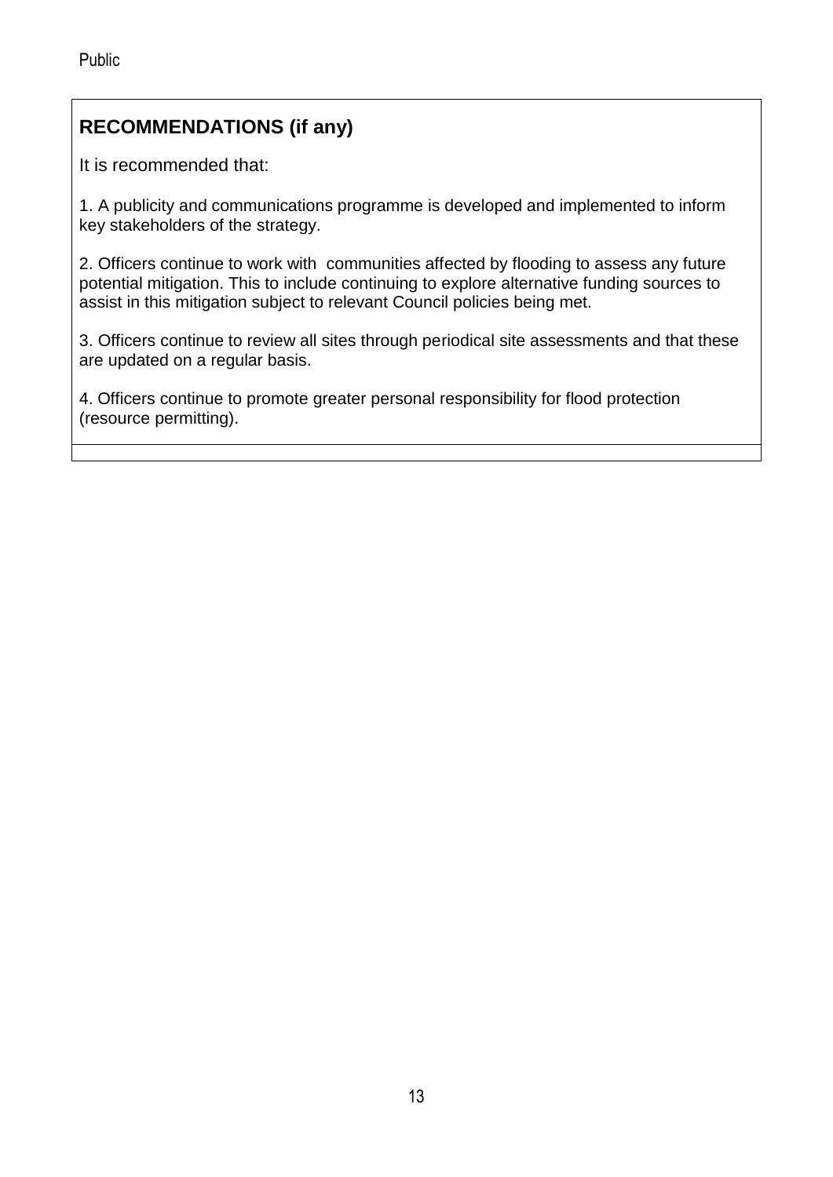## RECOMMENDATIONS (if any)

It is recommended that:

1. A publicity and communications programme is developed and implemented to inform key stakeholders of the strategy.

2. Officers continue to work with communities affected by flooding to assess any future potential mitigation. This to include continuing to explore alternative funding sources to assist in this mitigation subject to relevant Council policies being met.

3. Officers continue to review all sites through periodical site assessments and that these are updated on a regular basis.

4. Officers continue to promote greater personal responsibility for flood protection (resource permitting).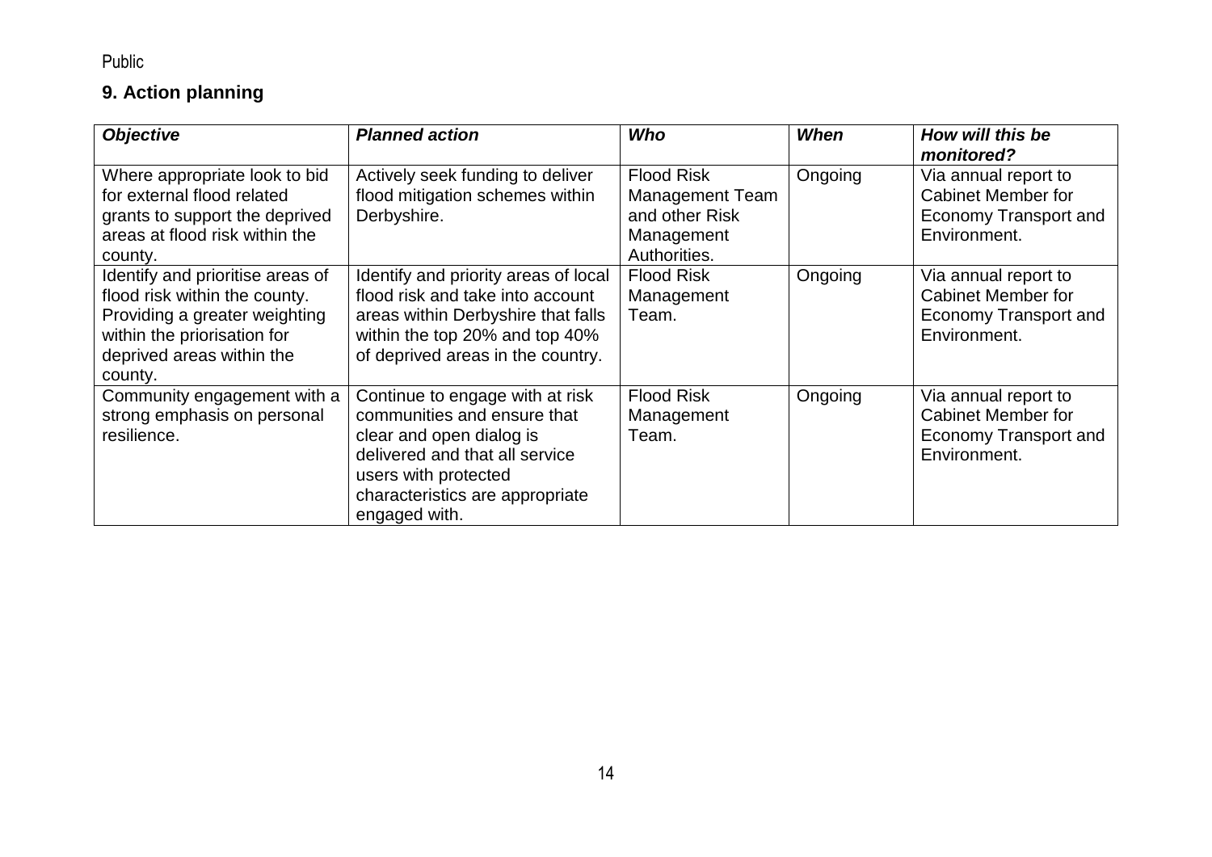## 9. Action planning

| ***Objective*** | ***Planned action*** | ***Who*** | ***When*** | ***How will this be monitored?*** |
|---|---|---|---|---|
| Where appropriate look to bid for external flood related grants to support the deprived areas at flood risk within the county. | Actively seek funding to deliver flood mitigation schemes within Derbyshire. | Flood Risk Management Team and other Risk Management Authorities. | Ongoing | Via annual report to Cabinet Member for Economy Transport and Environment. |
| Identify and prioritise areas of flood risk within the county. Providing a greater weighting within the priorisation for deprived areas within the county. | Identify and priority areas of local flood risk and take into account areas within Derbyshire that falls within the top 20% and top 40% of deprived areas in the country. | Flood Risk Management Team. | Ongoing | Via annual report to Cabinet Member for Economy Transport and Environment. |
| Community engagement with a strong emphasis on personal resilience. | Continue to engage with at risk communities and ensure that clear and open dialog is delivered and that all service users with protected characteristics are appropriate engaged with. | Flood Risk Management Team. | Ongoing | Via annual report to Cabinet Member for Economy Transport and Environment. |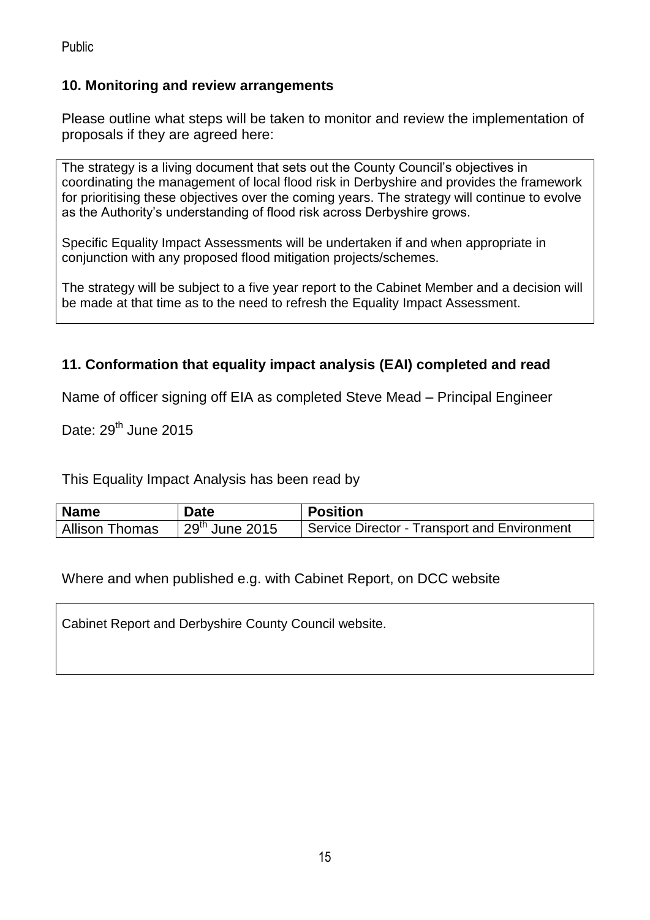Public

## 10. Monitoring and review arrangements

Please outline what steps will be taken to monitor and review the implementation of proposals if they are agreed here:

The strategy is a living document that sets out the County Council's objectives in coordinating the management of local flood risk in Derbyshire and provides the framework for prioritising these objectives over the coming years. The strategy will continue to evolve as the Authority's understanding of flood risk across Derbyshire grows.

Specific Equality Impact Assessments will be undertaken if and when appropriate in conjunction with any proposed flood mitigation projects/schemes.

The strategy will be subject to a five year report to the Cabinet Member and a decision will be made at that time as to the need to refresh the Equality Impact Assessment.

## 11. Conformation that equality impact analysis (EAI) completed and read

Name of officer signing off EIA as completed Steve Mead – Principal Engineer

Date: 29th June 2015

This Equality Impact Analysis has been read by

| Name | Date | Position |
| --- | --- | --- |
| Allison Thomas | 29th June 2015 | Service Director - Transport and Environment |

Where and when published e.g. with Cabinet Report, on DCC website

Cabinet Report and Derbyshire County Council website.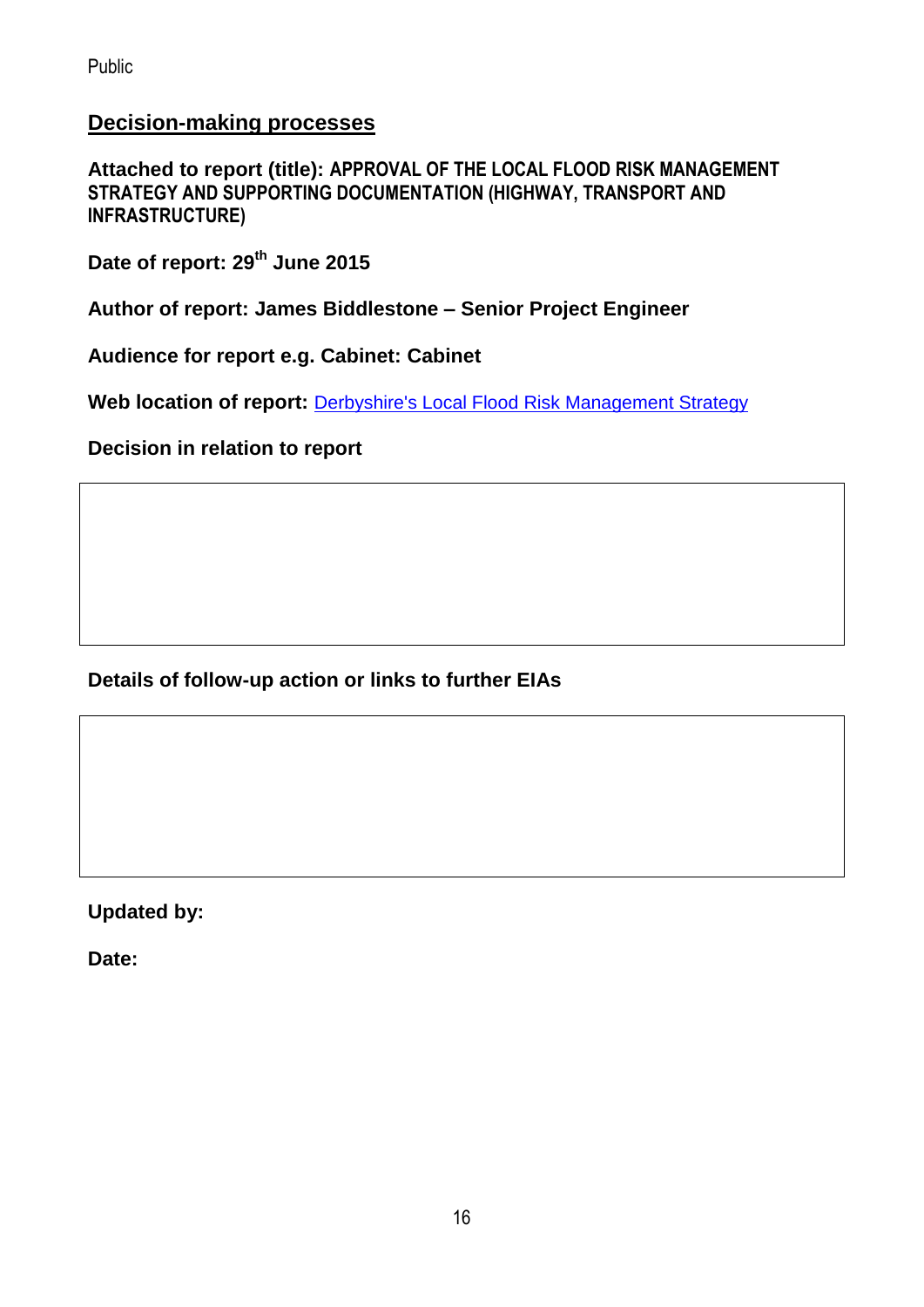Public

## Decision-making processes

**Attached to report (title): APPROVAL OF THE LOCAL FLOOD RISK MANAGEMENT STRATEGY AND SUPPORTING DOCUMENTATION (HIGHWAY, TRANSPORT AND INFRASTRUCTURE)**

**Date of report: 29th June 2015**

**Author of report: James Biddlestone – Senior Project Engineer**

**Audience for report e.g. Cabinet: Cabinet**

**Web location of report:** Derbyshire's Local Flood Risk Management Strategy

**Decision in relation to report**

| |
|---|
| |

**Details of follow-up action or links to further EIAs**

| |
|---|
| |

**Updated by:**

**Date:**